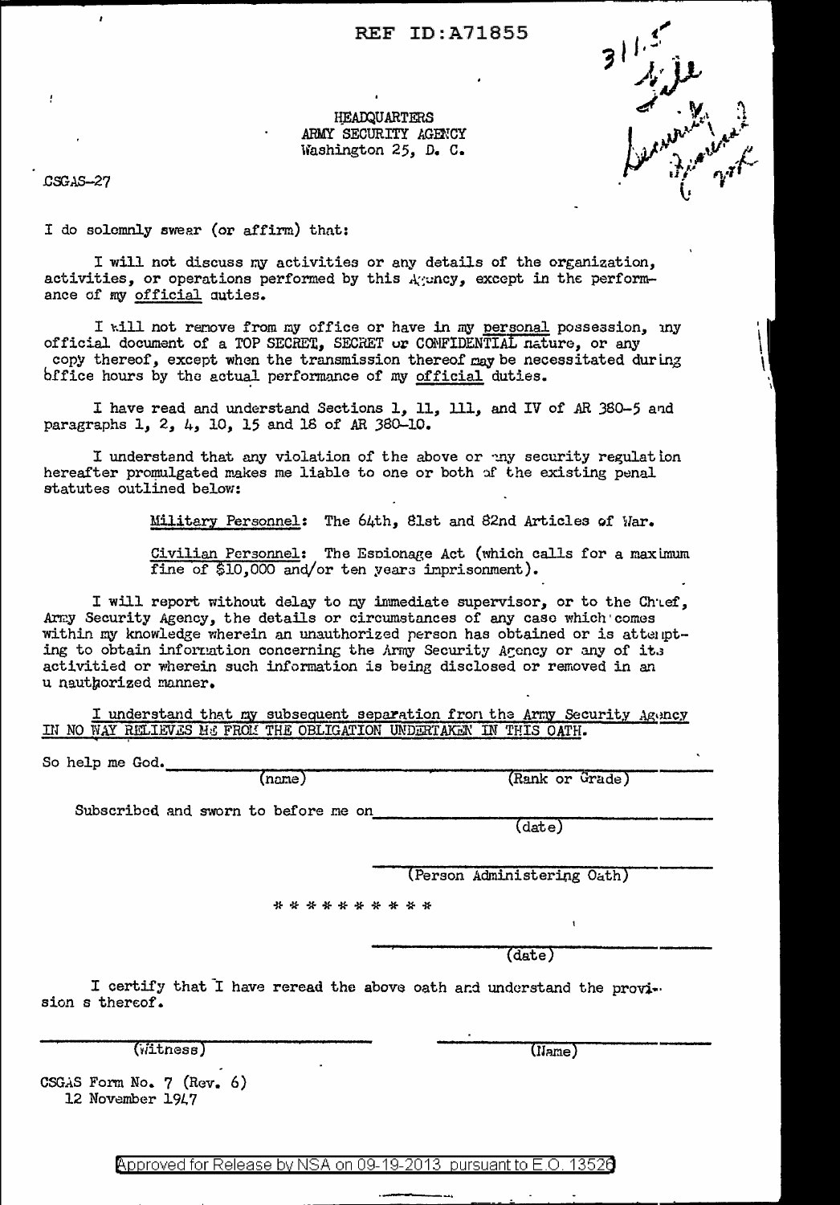REF ID:A71855

HEADQUARTERS
ARMY SECURITY AGENCY
Washington 25, D. C.

CSGAS-27

I do solemnly swear (or affirm) that:

I will not discuss my activities or any details of the organization, activities, or operations performed by this Agency, except in the performance of my official duties.

I will not remove from my office or have in my personal possession, any official document of a TOP SECRET, SECRET or CONFIDENTIAL nature, or any copy thereof, except when the transmission thereof may be necessitated during office hours by the actual performance of my official duties.

I have read and understand Sections 1, 11, 111, and IV of AR 380-5 and paragraphs 1, 2, 4, 10, 15 and 18 of AR 380-10.

I understand that any violation of the above or any security regulation hereafter promulgated makes me liable to one or both of the existing penal statutes outlined below:

> Military Personnel: The 64th, 81st and 82nd Articles of War.
>
> Civilian Personnel: The Espionage Act (which calls for a maximum fine of $10,000 and/or ten years imprisonment).

I will report without delay to my immediate supervisor, or to the Chief, Army Security Agency, the details or circumstances of any case which comes within my knowledge wherein an unauthorized person has obtained or is attempting to obtain information concerning the Army Security Agency or any of its activitied or wherein such information is being disclosed or removed in an u nauthorized manner.

I understand that my subsequent separation from the Army Security Agency IN NO WAY RELIEVES ME FROM THE OBLIGATION UNDERTAKEN IN THIS OATH.

So help me God. ______________________ ______________________
(name) (Rank or Grade)

Subscribed and sworn to before me on ______________________
(date)

______________________
(Person Administering Oath)

\* \* \* \* \* \* \* \* \* \*

______________________
(date)

I certify that I have reread the above oath and understand the provision s thereof.

______________________ ______________________
(Witness) (Name)

CSGAS Form No. 7 (Rev. 6)
12 November 1947

Approved for Release by NSA on 09-19-2013 pursuant to E.O. 13526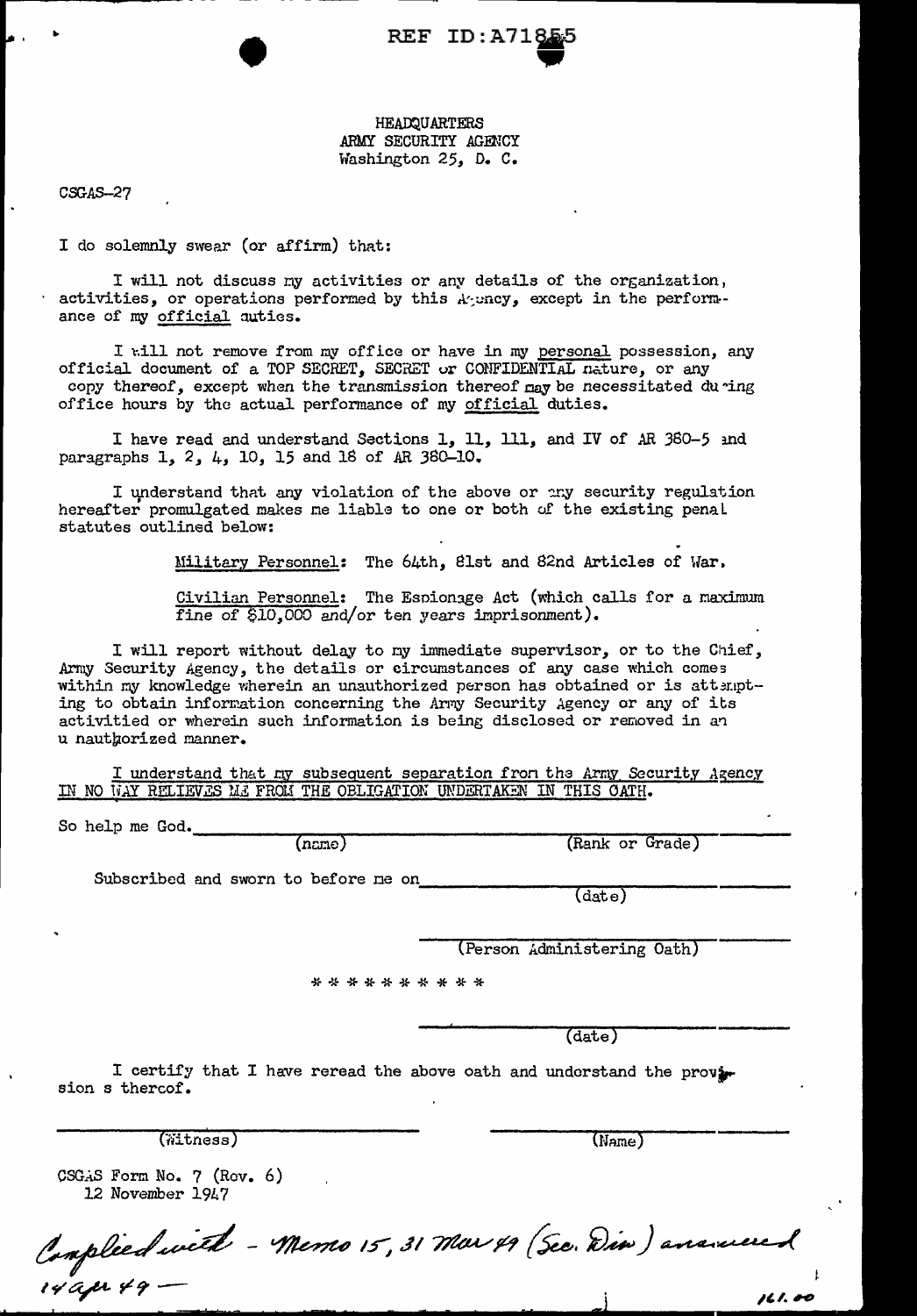REF ID:A71855

HEADQUARTERS
ARMY SECURITY AGENCY
Washington 25, D. C.

CSGAS-27

I do solemnly swear (or affirm) that:

I will not discuss my activities or any details of the organization, activities, or operations performed by this Agency, except in the performance of my official duties.

I will not remove from my office or have in my personal possession, any official document of a TOP SECRET, SECRET or CONFIDENTIAL nature, or any copy thereof, except when the transmission thereof may be necessitated during office hours by the actual performance of my official duties.

I have read and understand Sections 1, 11, 111, and IV of AR 380-5 and paragraphs 1, 2, 4, 10, 15 and 18 of AR 380-10.

I understand that any violation of the above or any security regulation hereafter promulgated makes me liable to one or both of the existing penal statutes outlined below:

Military Personnel: The 64th, 81st and 82nd Articles of War.

Civilian Personnel: The Espionage Act (which calls for a maximum fine of $10,000 and/or ten years imprisonment).

I will report without delay to my immediate supervisor, or to the Chief, Army Security Agency, the details or circumstances of any case which comes within my knowledge wherein an unauthorized person has obtained or is attempting to obtain information concerning the Army Security Agency or any of its activitied or wherein such information is being disclosed or removed in an u nauthorized manner.

I understand that my subsequent separation from the Army Security Agency IN NO WAY RELIEVES ME FROM THE OBLIGATION UNDERTAKEN IN THIS OATH.

So help me God. ______________________ (name) ______________________ (Rank or Grade)

Subscribed and sworn to before me on ______________________ (date)

______________________ (Person Administering Oath)

\* \* \* \* \* \* \* \* \* \* \*

______________________ (date)

I certify that I have reread the above oath and understand the provision s thereof.

______________________ (Witness) ______________________ (Name)

CSGAS Form No. 7 (Rev. 6)
12 November 1947

Complied with - Memo 15, 31 Mar 49 (Sec. Div) answered 14 Apr 49 —

161.00